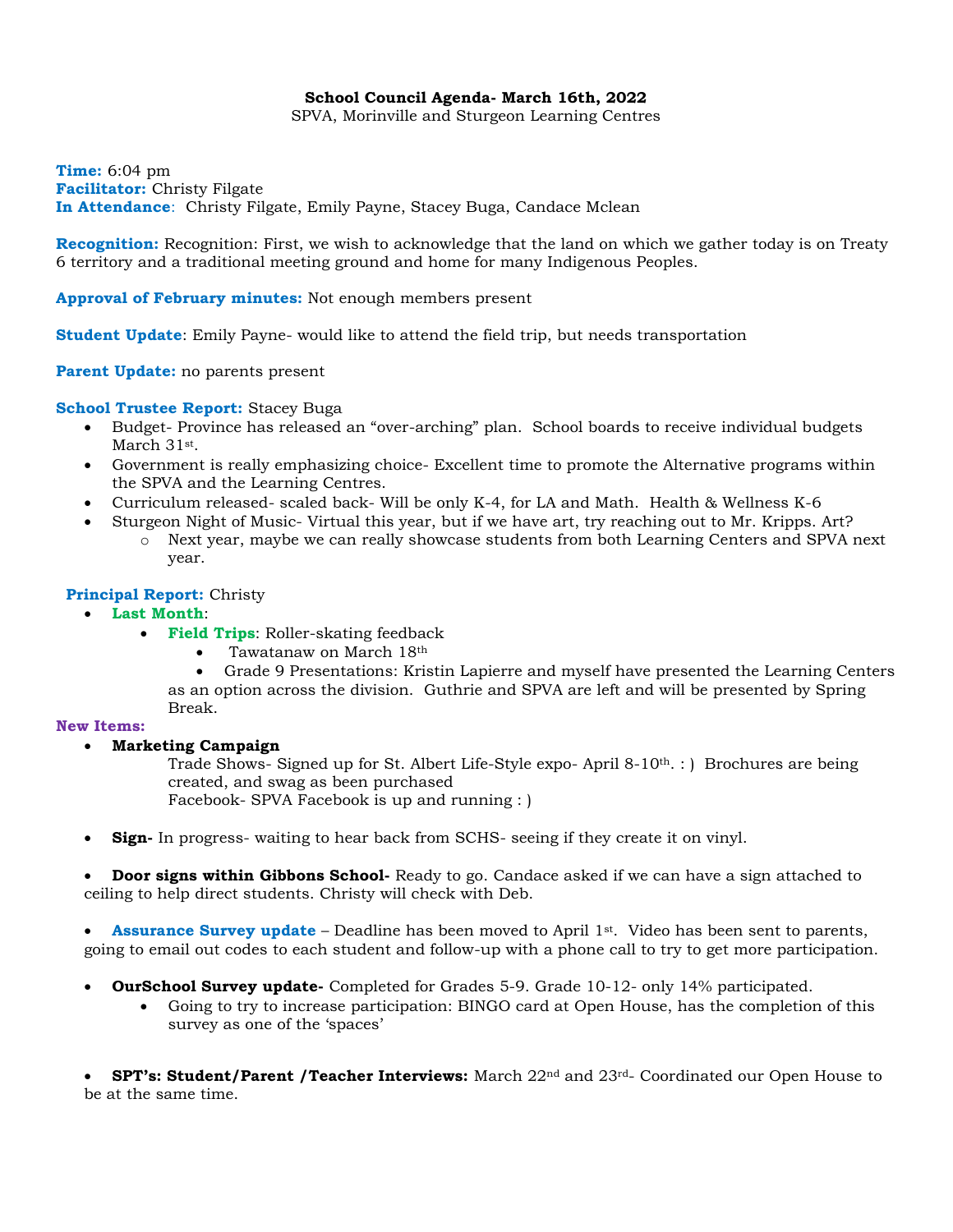**School Council Agenda- March 16th, 2022**

SPVA, Morinville and Sturgeon Learning Centres

**Time:** 6:04 pm
**Facilitator:** Christy Filgate
**In Attendance**: Christy Filgate, Emily Payne, Stacey Buga, Candace Mclean

**Recognition:** Recognition: First, we wish to acknowledge that the land on which we gather today is on Treaty 6 territory and a traditional meeting ground and home for many Indigenous Peoples.

**Approval of February minutes:** Not enough members present

**Student Update**: Emily Payne- would like to attend the field trip, but needs transportation

**Parent Update:** no parents present

**School Trustee Report:** Stacey Buga

- Budget- Province has released an "over-arching" plan. School boards to receive individual budgets March 31st.
- Government is really emphasizing choice- Excellent time to promote the Alternative programs within the SPVA and the Learning Centres.
- Curriculum released- scaled back- Will be only K-4, for LA and Math. Health & Wellness K-6
- Sturgeon Night of Music- Virtual this year, but if we have art, try reaching out to Mr. Kripps. Art?
    - Next year, maybe we can really showcase students from both Learning Centers and SPVA next year.

**Principal Report:** Christy

- **Last Month**:
    - **Field Trips**: Roller-skating feedback
        - Tawatanaw on March 18th
        - Grade 9 Presentations: Kristin Lapierre and myself have presented the Learning Centers as an option across the division. Guthrie and SPVA are left and will be presented by Spring Break.

**New Items:**

- **Marketing Campaign**

  Trade Shows- Signed up for St. Albert Life-Style expo- April 8-10th. : ) Brochures are being created, and swag as been purchased
  Facebook- SPVA Facebook is up and running : )

- **Sign-** In progress- waiting to hear back from SCHS- seeing if they create it on vinyl.

- **Door signs within Gibbons School-** Ready to go. Candace asked if we can have a sign attached to ceiling to help direct students. Christy will check with Deb.

- **Assurance Survey update** – Deadline has been moved to April 1st. Video has been sent to parents, going to email out codes to each student and follow-up with a phone call to try to get more participation.

- **OurSchool Survey update-** Completed for Grades 5-9. Grade 10-12- only 14% participated.
    - Going to try to increase participation: BINGO card at Open House, has the completion of this survey as one of the 'spaces'

- **SPT's: Student/Parent /Teacher Interviews:** March 22nd and 23rd- Coordinated our Open House to be at the same time.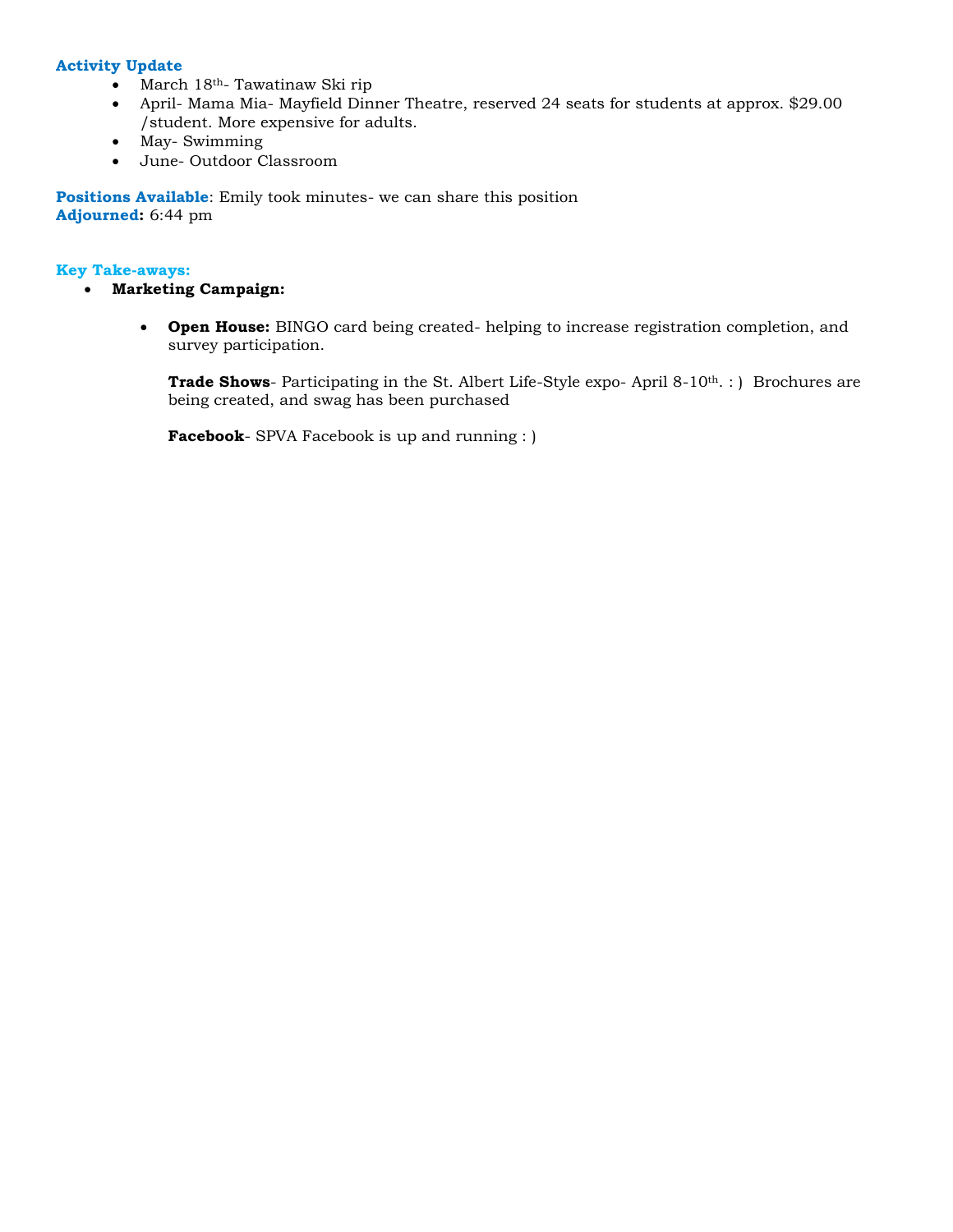**Activity Update**

- March 18th- Tawatinaw Ski rip
- April- Mama Mia- Mayfield Dinner Theatre, reserved 24 seats for students at approx. $29.00 /student. More expensive for adults.
- May- Swimming
- June- Outdoor Classroom

**Positions Available**: Emily took minutes- we can share this position
**Adjourned:** 6:44 pm

**Key Take-aways:**

- **Marketing Campaign:**
  - **Open House:** BINGO card being created- helping to increase registration completion, and survey participation.

    **Trade Shows**- Participating in the St. Albert Life-Style expo- April 8-10th. : ) Brochures are being created, and swag has been purchased

    **Facebook**- SPVA Facebook is up and running : )